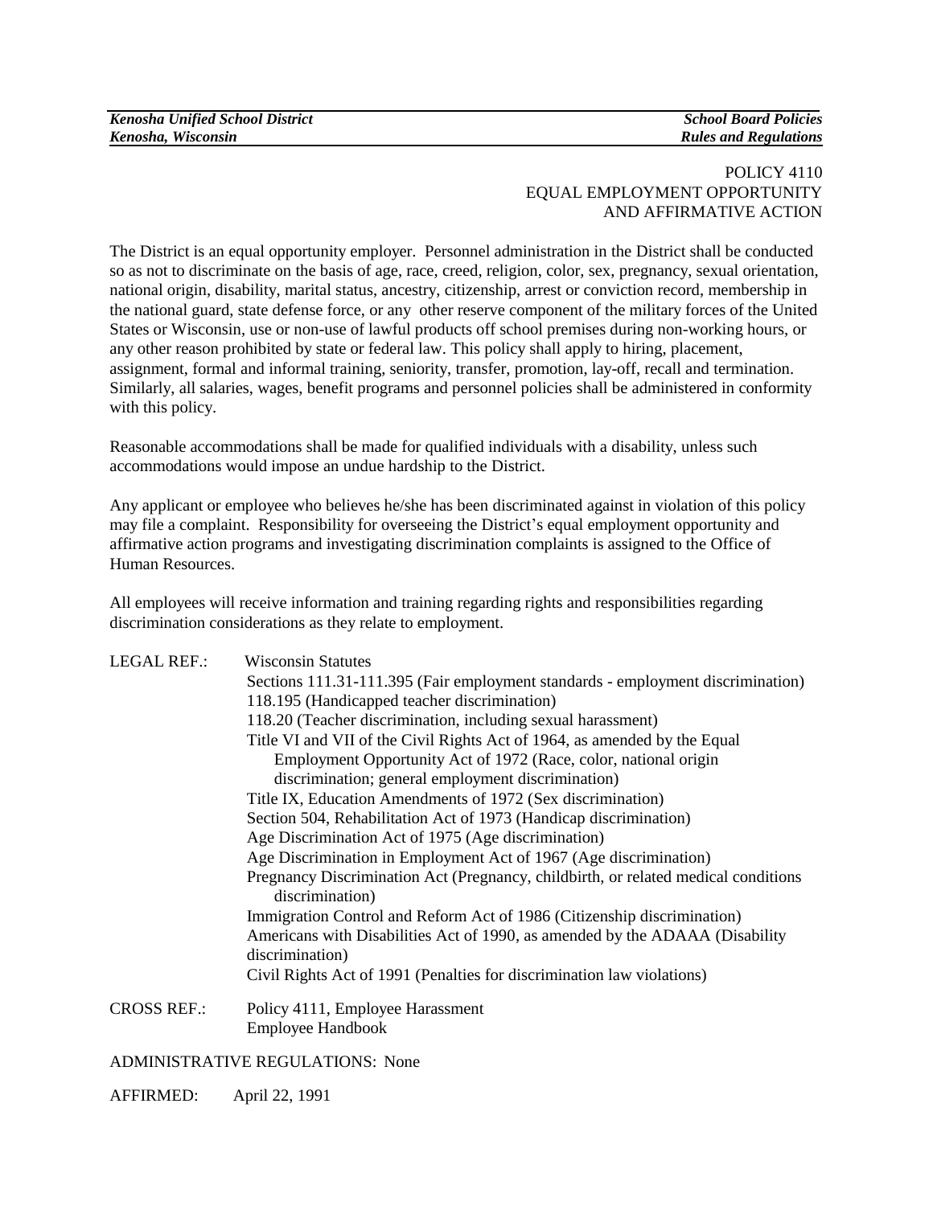# POLICY 4110
## EQUAL EMPLOYMENT OPPORTUNITY AND AFFIRMATIVE ACTION

The District is an equal opportunity employer. Personnel administration in the District shall be conducted so as not to discriminate on the basis of age, race, creed, religion, color, sex, pregnancy, sexual orientation, national origin, disability, marital status, ancestry, citizenship, arrest or conviction record, membership in the national guard, state defense force, or any other reserve component of the military forces of the United States or Wisconsin, use or non-use of lawful products off school premises during non-working hours, or any other reason prohibited by state or federal law. This policy shall apply to hiring, placement, assignment, formal and informal training, seniority, transfer, promotion, lay-off, recall and termination. Similarly, all salaries, wages, benefit programs and personnel policies shall be administered in conformity with this policy.

Reasonable accommodations shall be made for qualified individuals with a disability, unless such accommodations would impose an undue hardship to the District.

Any applicant or employee who believes he/she has been discriminated against in violation of this policy may file a complaint. Responsibility for overseeing the District's equal employment opportunity and affirmative action programs and investigating discrimination complaints is assigned to the Office of Human Resources.

All employees will receive information and training regarding rights and responsibilities regarding discrimination considerations as they relate to employment.

LEGAL REF.: Wisconsin Statutes

- Sections 111.31-111.395 (Fair employment standards - employment discrimination)
- 118.195 (Handicapped teacher discrimination)
- 118.20 (Teacher discrimination, including sexual harassment)
- Title VI and VII of the Civil Rights Act of 1964, as amended by the Equal Employment Opportunity Act of 1972 (Race, color, national origin discrimination; general employment discrimination)
- Title IX, Education Amendments of 1972 (Sex discrimination)
- Section 504, Rehabilitation Act of 1973 (Handicap discrimination)
- Age Discrimination Act of 1975 (Age discrimination)
- Age Discrimination in Employment Act of 1967 (Age discrimination)
- Pregnancy Discrimination Act (Pregnancy, childbirth, or related medical conditions discrimination)
- Immigration Control and Reform Act of 1986 (Citizenship discrimination)
- Americans with Disabilities Act of 1990, as amended by the ADAAA (Disability discrimination)
- Civil Rights Act of 1991 (Penalties for discrimination law violations)

CROSS REF.: Policy 4111, Employee Harassment
Employee Handbook

ADMINISTRATIVE REGULATIONS: None

AFFIRMED: April 22, 1991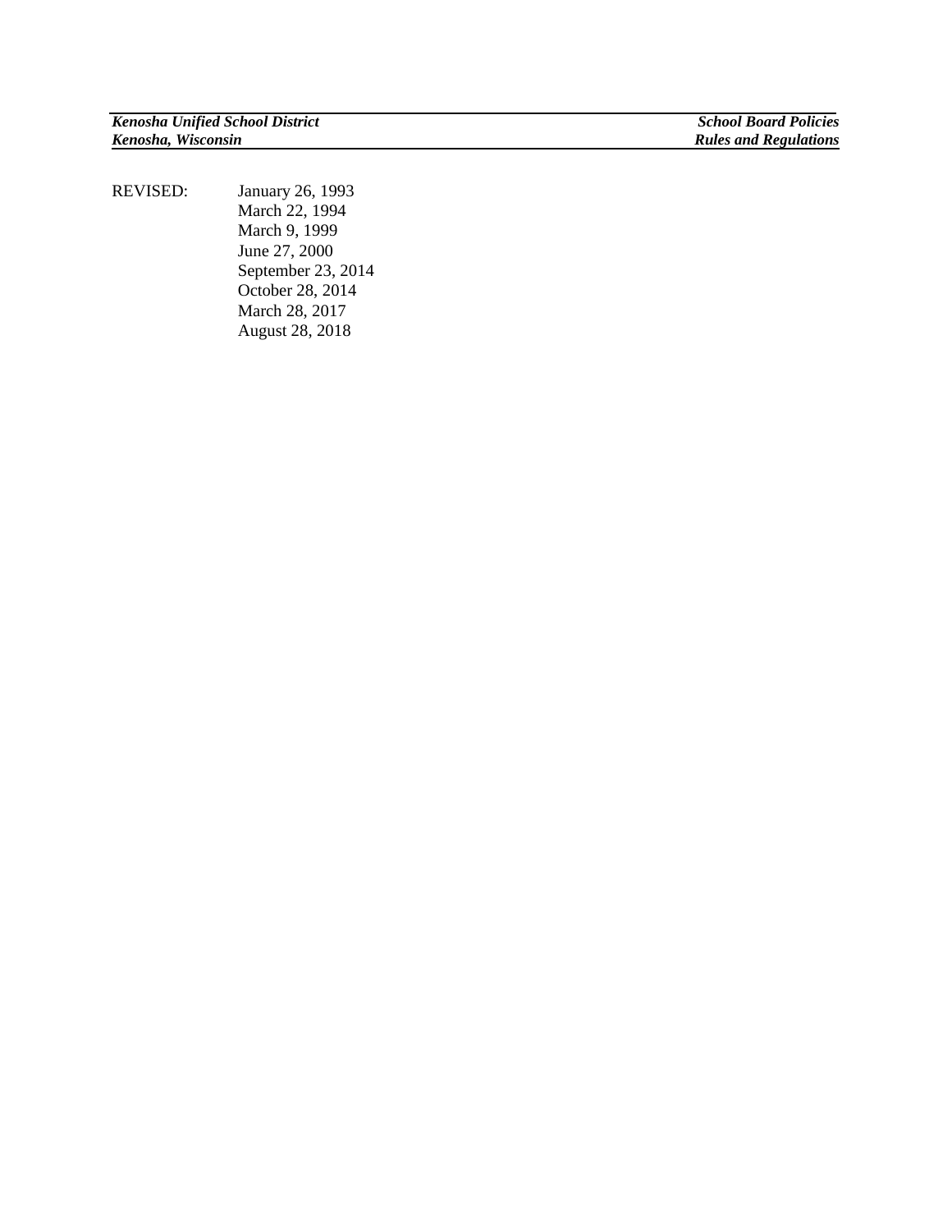REVISED: January 26, 1993
March 22, 1994
March 9, 1999
June 27, 2000
September 23, 2014
October 28, 2014
March 28, 2017
August 28, 2018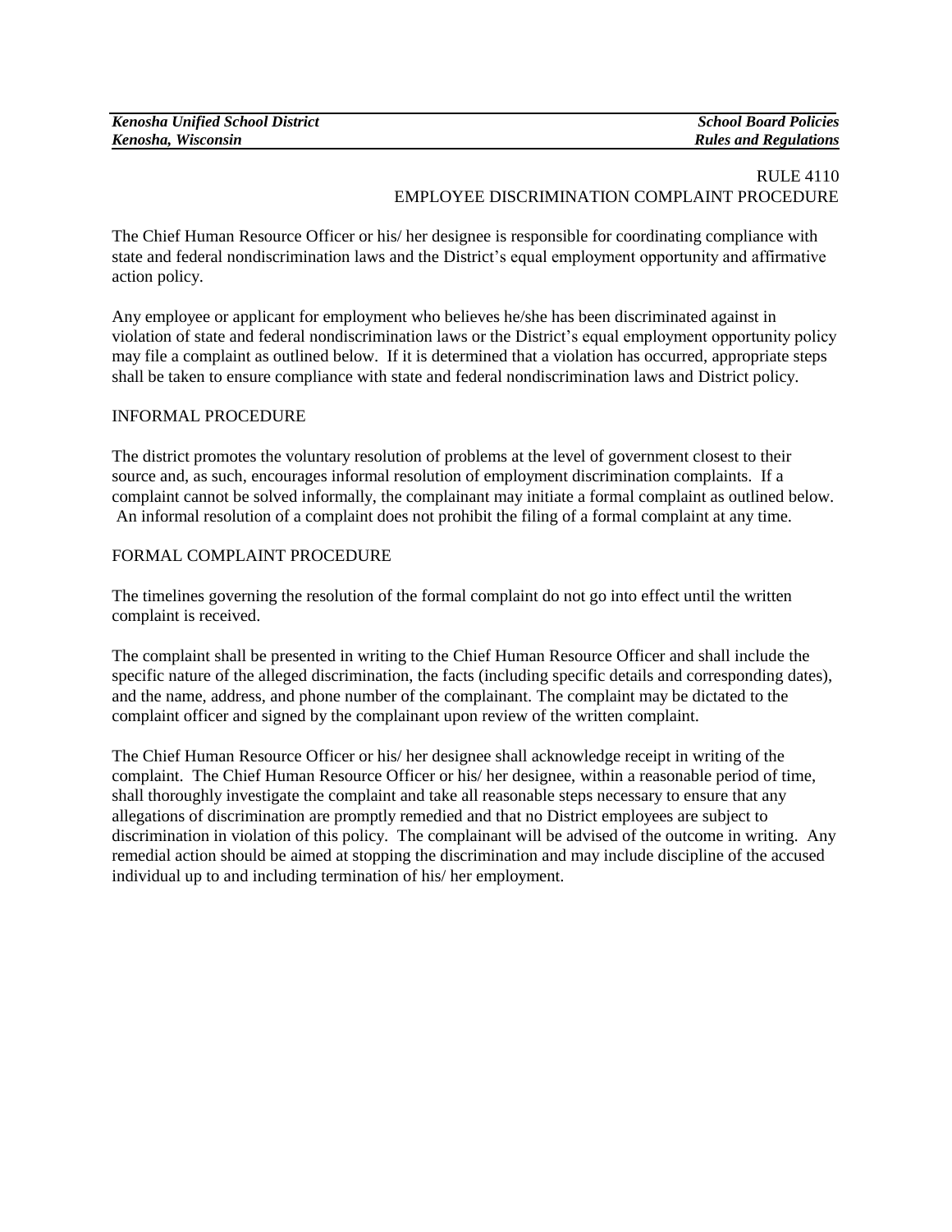RULE 4110
EMPLOYEE DISCRIMINATION COMPLAINT PROCEDURE

The Chief Human Resource Officer or his/ her designee is responsible for coordinating compliance with state and federal nondiscrimination laws and the District's equal employment opportunity and affirmative action policy.

Any employee or applicant for employment who believes he/she has been discriminated against in violation of state and federal nondiscrimination laws or the District's equal employment opportunity policy may file a complaint as outlined below. If it is determined that a violation has occurred, appropriate steps shall be taken to ensure compliance with state and federal nondiscrimination laws and District policy.

## INFORMAL PROCEDURE

The district promotes the voluntary resolution of problems at the level of government closest to their source and, as such, encourages informal resolution of employment discrimination complaints. If a complaint cannot be solved informally, the complainant may initiate a formal complaint as outlined below. An informal resolution of a complaint does not prohibit the filing of a formal complaint at any time.

## FORMAL COMPLAINT PROCEDURE

The timelines governing the resolution of the formal complaint do not go into effect until the written complaint is received.

The complaint shall be presented in writing to the Chief Human Resource Officer and shall include the specific nature of the alleged discrimination, the facts (including specific details and corresponding dates), and the name, address, and phone number of the complainant. The complaint may be dictated to the complaint officer and signed by the complainant upon review of the written complaint.

The Chief Human Resource Officer or his/ her designee shall acknowledge receipt in writing of the complaint. The Chief Human Resource Officer or his/ her designee, within a reasonable period of time, shall thoroughly investigate the complaint and take all reasonable steps necessary to ensure that any allegations of discrimination are promptly remedied and that no District employees are subject to discrimination in violation of this policy. The complainant will be advised of the outcome in writing. Any remedial action should be aimed at stopping the discrimination and may include discipline of the accused individual up to and including termination of his/ her employment.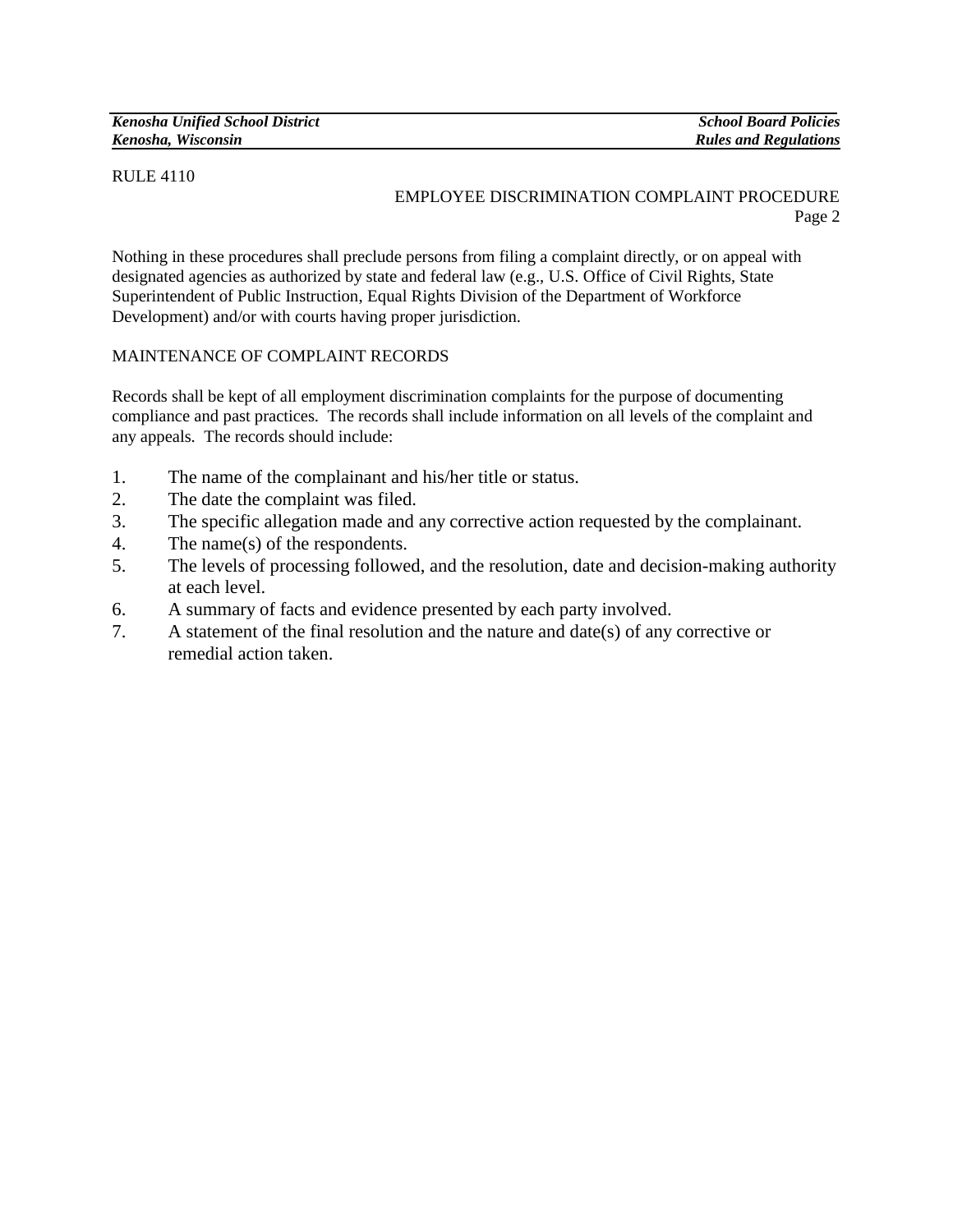Nothing in these procedures shall preclude persons from filing a complaint directly, or on appeal with designated agencies as authorized by state and federal law (e.g., U.S. Office of Civil Rights, State Superintendent of Public Instruction, Equal Rights Division of the Department of Workforce Development) and/or with courts having proper jurisdiction.

## MAINTENANCE OF COMPLAINT RECORDS

Records shall be kept of all employment discrimination complaints for the purpose of documenting compliance and past practices. The records shall include information on all levels of the complaint and any appeals. The records should include:

1. The name of the complainant and his/her title or status.
2. The date the complaint was filed.
3. The specific allegation made and any corrective action requested by the complainant.
4. The name(s) of the respondents.
5. The levels of processing followed, and the resolution, date and decision-making authority at each level.
6. A summary of facts and evidence presented by each party involved.
7. A statement of the final resolution and the nature and date(s) of any corrective or remedial action taken.